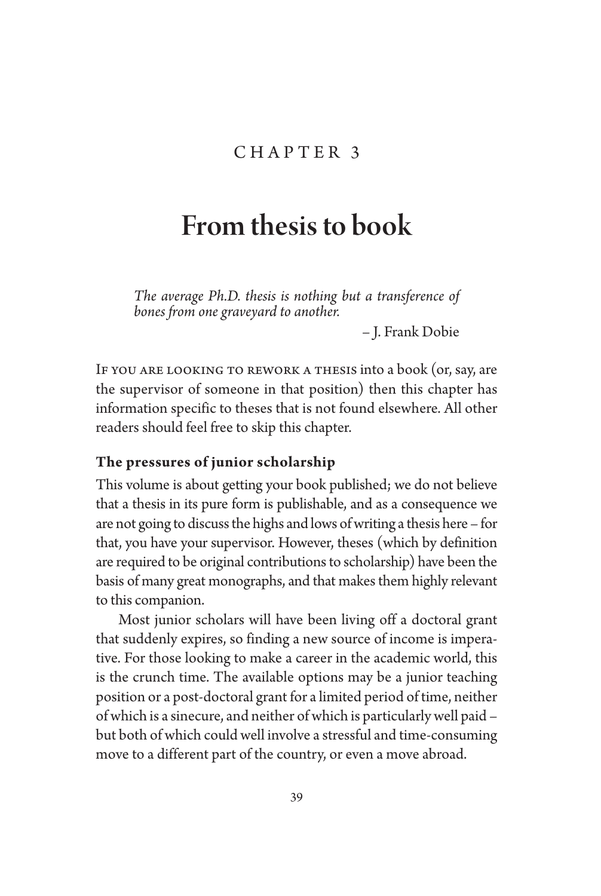# CHAPTER 3

# From thesis to book

> *The average Ph.D. thesis is nothing but a transference of bones from one graveyard to another.*
>
> – J. Frank Dobie

If you are looking to rework a thesis into a book (or, say, are the supervisor of someone in that position) then this chapter has information specific to theses that is not found elsewhere. All other readers should feel free to skip this chapter.

### The pressures of junior scholarship

This volume is about getting your book published; we do not believe that a thesis in its pure form is publishable, and as a consequence we are not going to discuss the highs and lows of writing a thesis here – for that, you have your supervisor. However, theses (which by definition are required to be original contributions to scholarship) have been the basis of many great monographs, and that makes them highly relevant to this companion.

Most junior scholars will have been living off a doctoral grant that suddenly expires, so finding a new source of income is imperative. For those looking to make a career in the academic world, this is the crunch time. The available options may be a junior teaching position or a post-doctoral grant for a limited period of time, neither of which is a sinecure, and neither of which is particularly well paid – but both of which could well involve a stressful and time-consuming move to a different part of the country, or even a move abroad.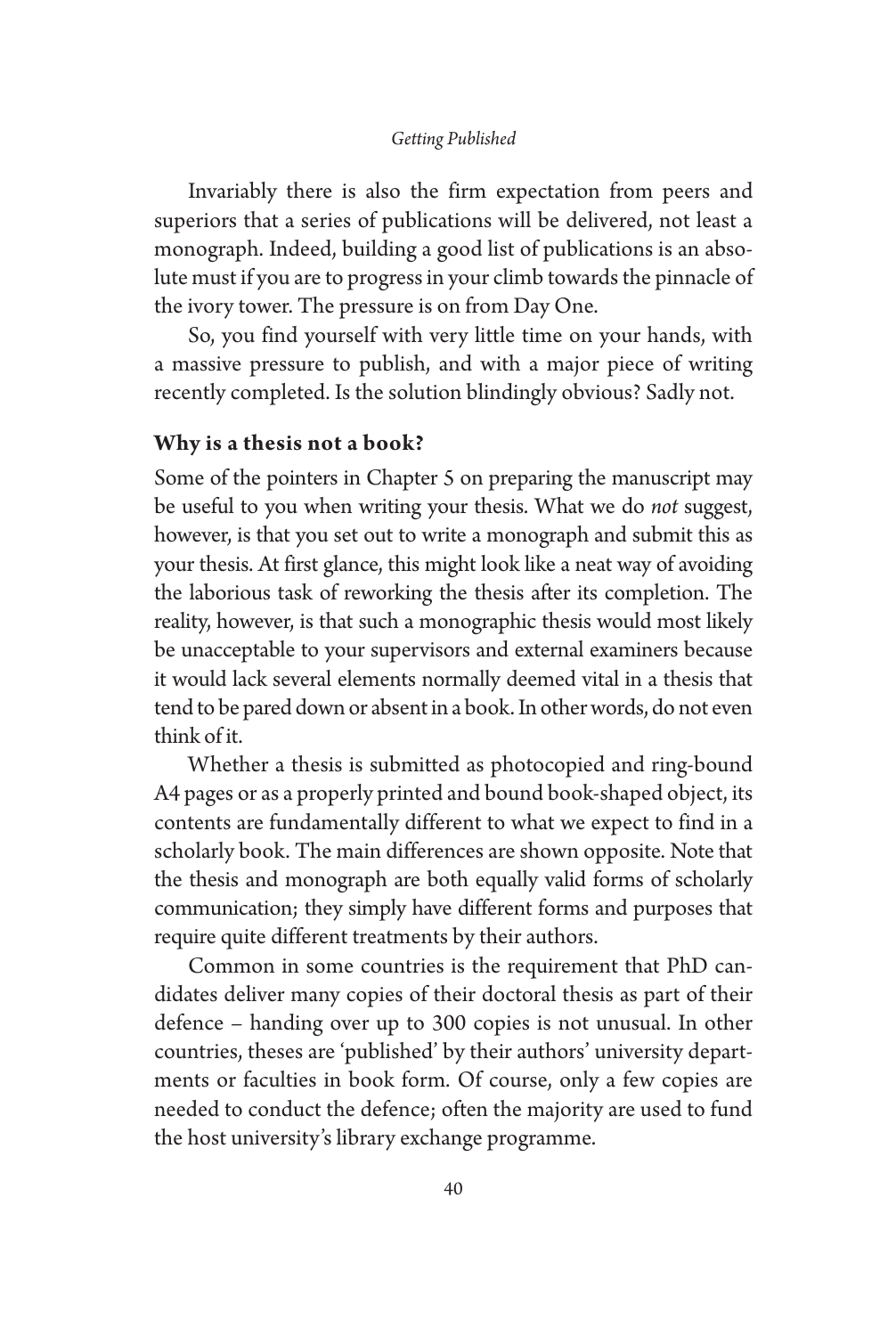Invariably there is also the firm expectation from peers and superiors that a series of publications will be delivered, not least a monograph. Indeed, building a good list of publications is an absolute must if you are to progress in your climb towards the pinnacle of the ivory tower. The pressure is on from Day One.

So, you find yourself with very little time on your hands, with a massive pressure to publish, and with a major piece of writing recently completed. Is the solution blindingly obvious? Sadly not.

### Why is a thesis not a book?

Some of the pointers in Chapter 5 on preparing the manuscript may be useful to you when writing your thesis. What we do *not* suggest, however, is that you set out to write a monograph and submit this as your thesis. At first glance, this might look like a neat way of avoiding the laborious task of reworking the thesis after its completion. The reality, however, is that such a monographic thesis would most likely be unacceptable to your supervisors and external examiners because it would lack several elements normally deemed vital in a thesis that tend to be pared down or absent in a book. In other words, do not even think of it.

Whether a thesis is submitted as photocopied and ring-bound A4 pages or as a properly printed and bound book-shaped object, its contents are fundamentally different to what we expect to find in a scholarly book. The main differences are shown opposite. Note that the thesis and monograph are both equally valid forms of scholarly communication; they simply have different forms and purposes that require quite different treatments by their authors.

Common in some countries is the requirement that PhD candidates deliver many copies of their doctoral thesis as part of their defence – handing over up to 300 copies is not unusual. In other countries, theses are 'published' by their authors' university departments or faculties in book form. Of course, only a few copies are needed to conduct the defence; often the majority are used to fund the host university's library exchange programme.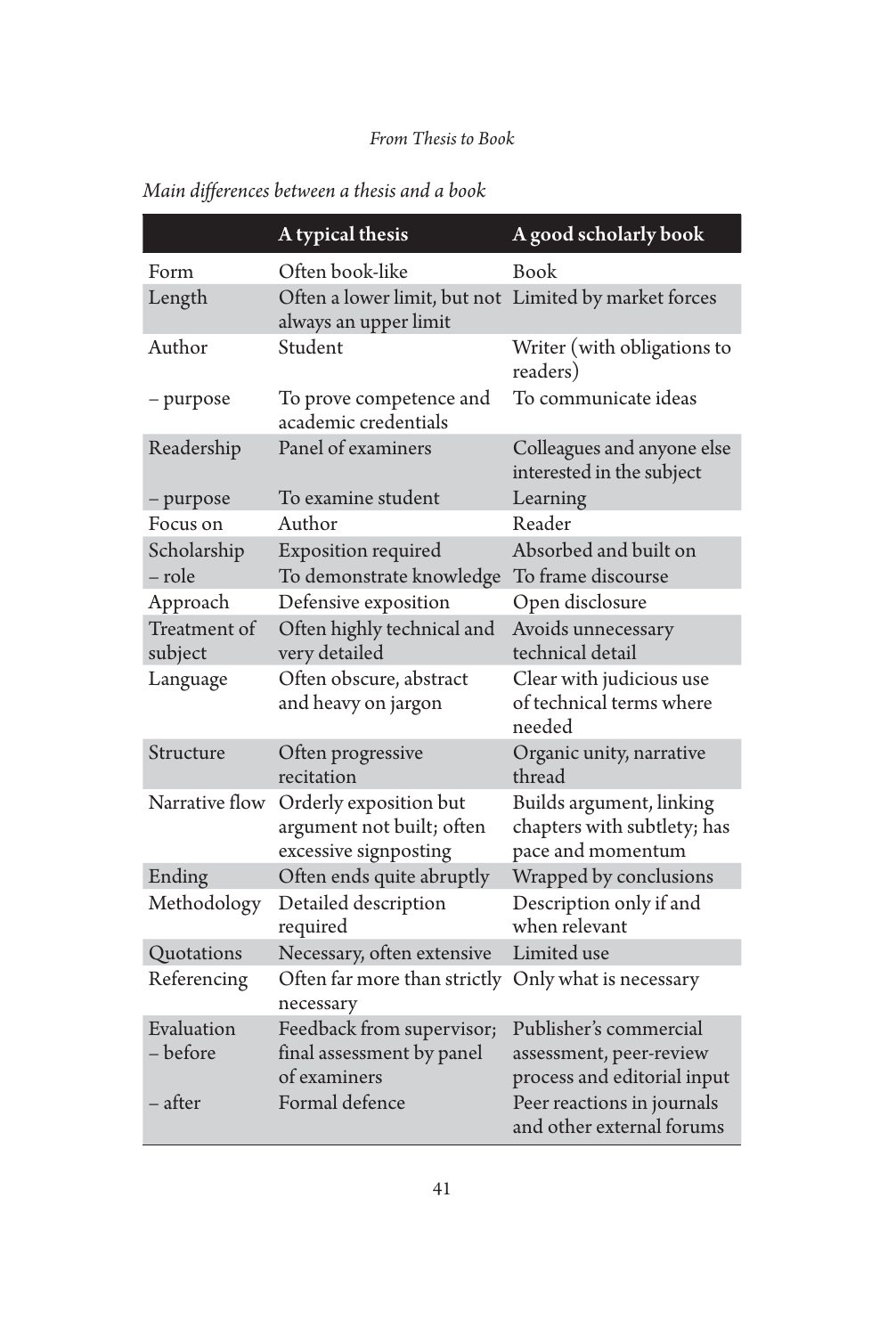*Main differences between a thesis and a book*

| | A typical thesis | A good scholarly book |
|---|---|---|
| Form | Often book-like | Book |
| Length | Often a lower limit, but not always an upper limit | Limited by market forces |
| Author | Student | Writer (with obligations to readers) |
| – purpose | To prove competence and academic credentials | To communicate ideas |
| Readership | Panel of examiners | Colleagues and anyone else interested in the subject |
| – purpose | To examine student | Learning |
| Focus on | Author | Reader |
| Scholarship | Exposition required | Absorbed and built on |
| – role | To demonstrate knowledge | To frame discourse |
| Approach | Defensive exposition | Open disclosure |
| Treatment of subject | Often highly technical and very detailed | Avoids unnecessary technical detail |
| Language | Often obscure, abstract and heavy on jargon | Clear with judicious use of technical terms where needed |
| Structure | Often progressive recitation | Organic unity, narrative thread |
| Narrative flow | Orderly exposition but argument not built; often excessive signposting | Builds argument, linking chapters with subtlety; has pace and momentum |
| Ending | Often ends quite abruptly | Wrapped by conclusions |
| Methodology | Detailed description required | Description only if and when relevant |
| Quotations | Necessary, often extensive | Limited use |
| Referencing | Often far more than strictly necessary | Only what is necessary |
| Evaluation – before | Feedback from supervisor; final assessment by panel of examiners | Publisher's commercial assessment, peer-review process and editorial input |
| – after | Formal defence | Peer reactions in journals and other external forums |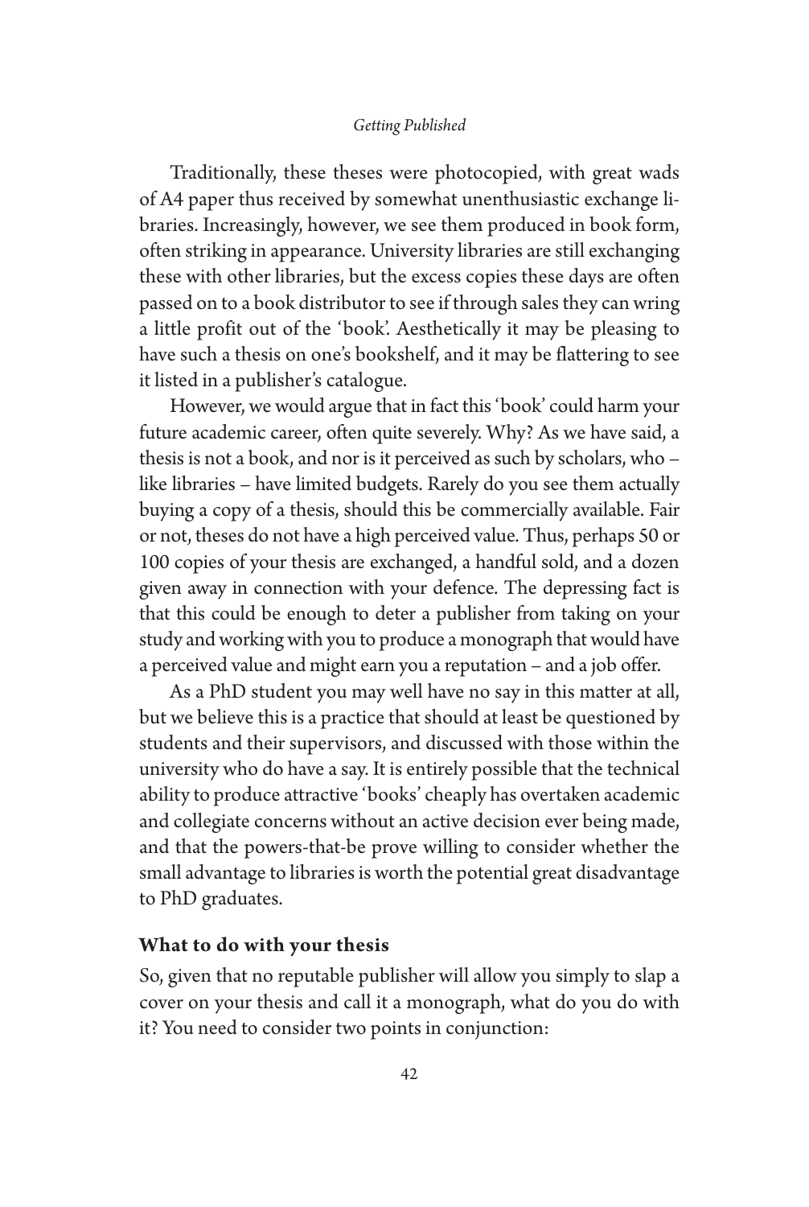Traditionally, these theses were photocopied, with great wads of A4 paper thus received by somewhat unenthusiastic exchange libraries. Increasingly, however, we see them produced in book form, often striking in appearance. University libraries are still exchanging these with other libraries, but the excess copies these days are often passed on to a book distributor to see if through sales they can wring a little profit out of the 'book'. Aesthetically it may be pleasing to have such a thesis on one's bookshelf, and it may be flattering to see it listed in a publisher's catalogue.

However, we would argue that in fact this 'book' could harm your future academic career, often quite severely. Why? As we have said, a thesis is not a book, and nor is it perceived as such by scholars, who – like libraries – have limited budgets. Rarely do you see them actually buying a copy of a thesis, should this be commercially available. Fair or not, theses do not have a high perceived value. Thus, perhaps 50 or 100 copies of your thesis are exchanged, a handful sold, and a dozen given away in connection with your defence. The depressing fact is that this could be enough to deter a publisher from taking on your study and working with you to produce a monograph that would have a perceived value and might earn you a reputation – and a job offer.

As a PhD student you may well have no say in this matter at all, but we believe this is a practice that should at least be questioned by students and their supervisors, and discussed with those within the university who do have a say. It is entirely possible that the technical ability to produce attractive 'books' cheaply has overtaken academic and collegiate concerns without an active decision ever being made, and that the powers-that-be prove willing to consider whether the small advantage to libraries is worth the potential great disadvantage to PhD graduates.

### What to do with your thesis

So, given that no reputable publisher will allow you simply to slap a cover on your thesis and call it a monograph, what do you do with it? You need to consider two points in conjunction: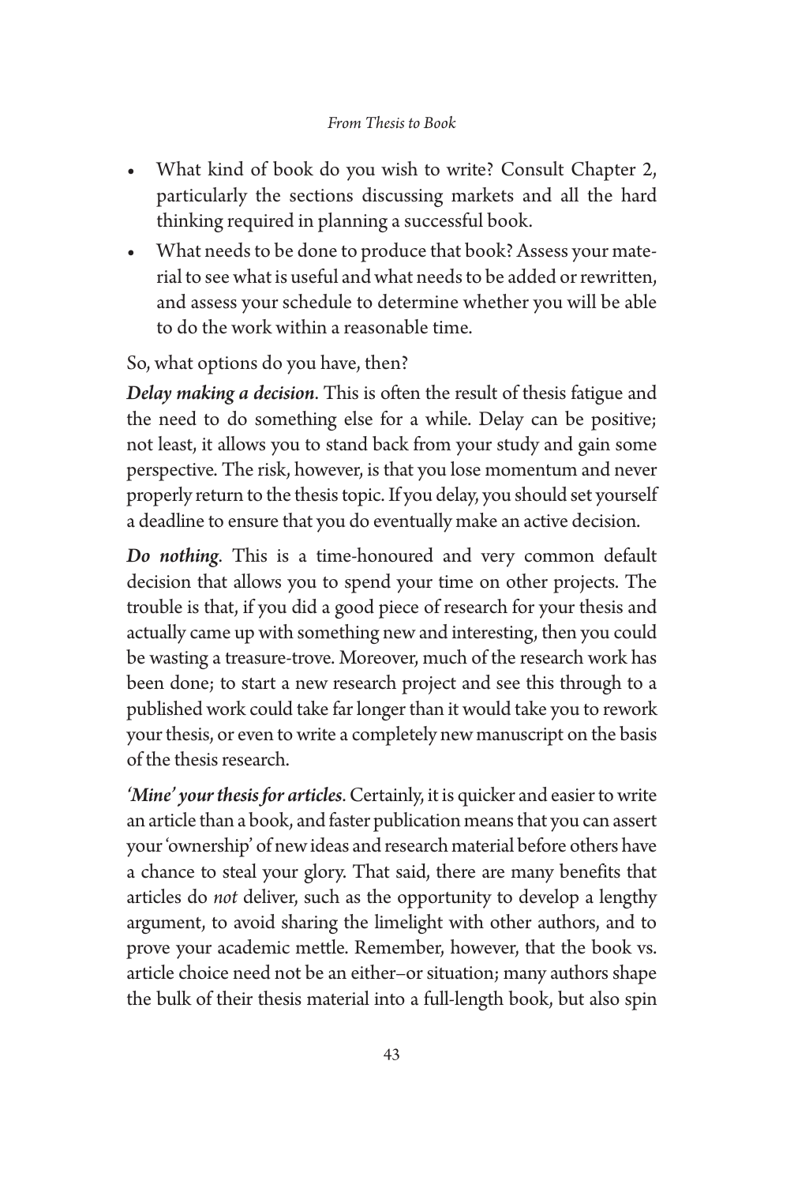- What kind of book do you wish to write? Consult Chapter 2, particularly the sections discussing markets and all the hard thinking required in planning a successful book.
- What needs to be done to produce that book? Assess your material to see what is useful and what needs to be added or rewritten, and assess your schedule to determine whether you will be able to do the work within a reasonable time.

So, what options do you have, then?

***Delay making a decision***. This is often the result of thesis fatigue and the need to do something else for a while. Delay can be positive; not least, it allows you to stand back from your study and gain some perspective. The risk, however, is that you lose momentum and never properly return to the thesis topic. If you delay, you should set yourself a deadline to ensure that you do eventually make an active decision.

***Do nothing***. This is a time-honoured and very common default decision that allows you to spend your time on other projects. The trouble is that, if you did a good piece of research for your thesis and actually came up with something new and interesting, then you could be wasting a treasure-trove. Moreover, much of the research work has been done; to start a new research project and see this through to a published work could take far longer than it would take you to rework your thesis, or even to write a completely new manuscript on the basis of the thesis research.

***'Mine' your thesis for articles***. Certainly, it is quicker and easier to write an article than a book, and faster publication means that you can assert your 'ownership' of new ideas and research material before others have a chance to steal your glory. That said, there are many benefits that articles do *not* deliver, such as the opportunity to develop a lengthy argument, to avoid sharing the limelight with other authors, and to prove your academic mettle. Remember, however, that the book vs. article choice need not be an either–or situation; many authors shape the bulk of their thesis material into a full-length book, but also spin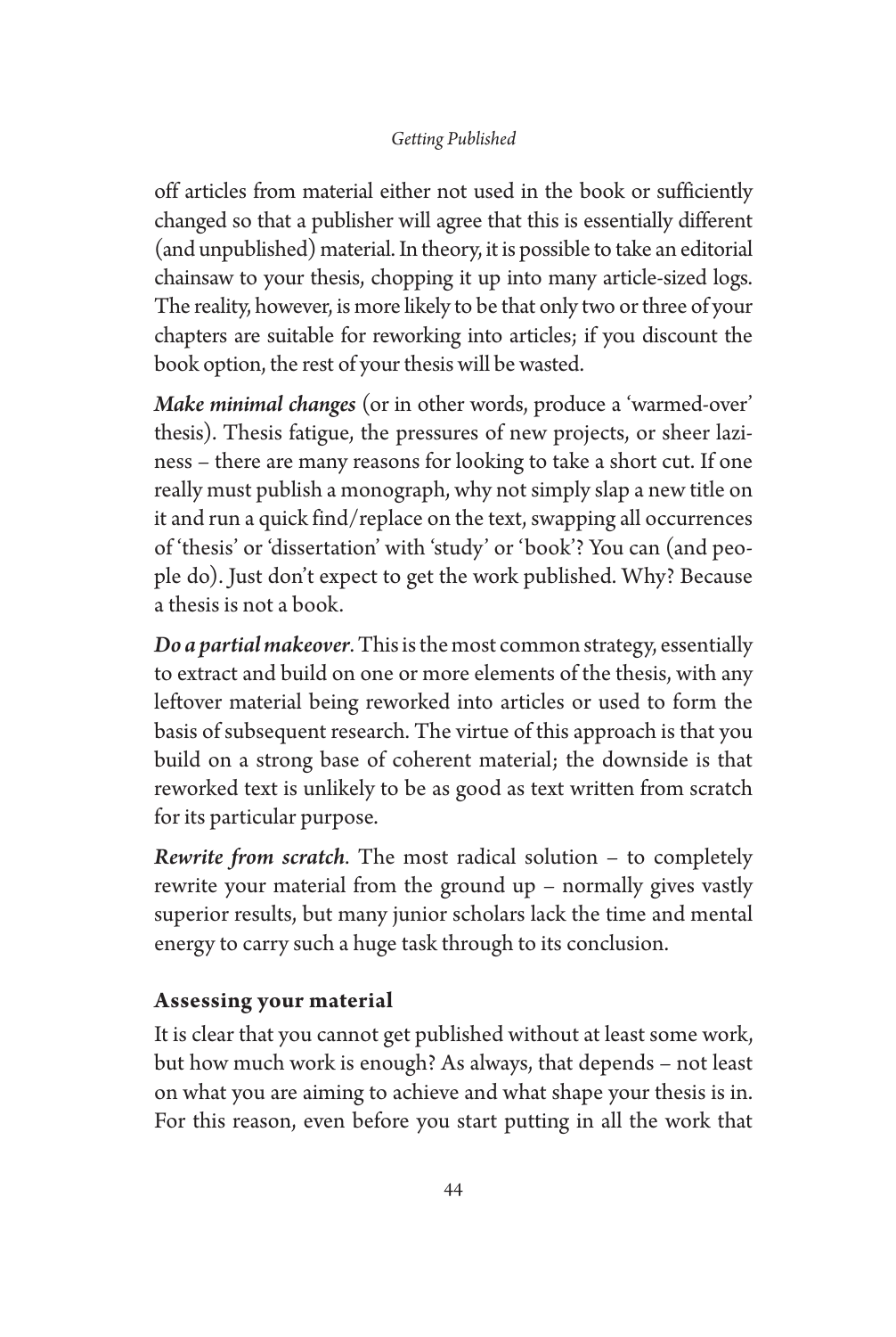off articles from material either not used in the book or sufficiently changed so that a publisher will agree that this is essentially different (and unpublished) material. In theory, it is possible to take an editorial chainsaw to your thesis, chopping it up into many article-sized logs. The reality, however, is more likely to be that only two or three of your chapters are suitable for reworking into articles; if you discount the book option, the rest of your thesis will be wasted.

***Make minimal changes*** (or in other words, produce a 'warmed-over' thesis). Thesis fatigue, the pressures of new projects, or sheer laziness – there are many reasons for looking to take a short cut. If one really must publish a monograph, why not simply slap a new title on it and run a quick find/replace on the text, swapping all occurrences of 'thesis' or 'dissertation' with 'study' or 'book'? You can (and people do). Just don't expect to get the work published. Why? Because a thesis is not a book.

***Do a partial makeover.*** This is the most common strategy, essentially to extract and build on one or more elements of the thesis, with any leftover material being reworked into articles or used to form the basis of subsequent research. The virtue of this approach is that you build on a strong base of coherent material; the downside is that reworked text is unlikely to be as good as text written from scratch for its particular purpose.

***Rewrite from scratch.*** The most radical solution – to completely rewrite your material from the ground up – normally gives vastly superior results, but many junior scholars lack the time and mental energy to carry such a huge task through to its conclusion.

## Assessing your material

It is clear that you cannot get published without at least some work, but how much work is enough? As always, that depends – not least on what you are aiming to achieve and what shape your thesis is in. For this reason, even before you start putting in all the work that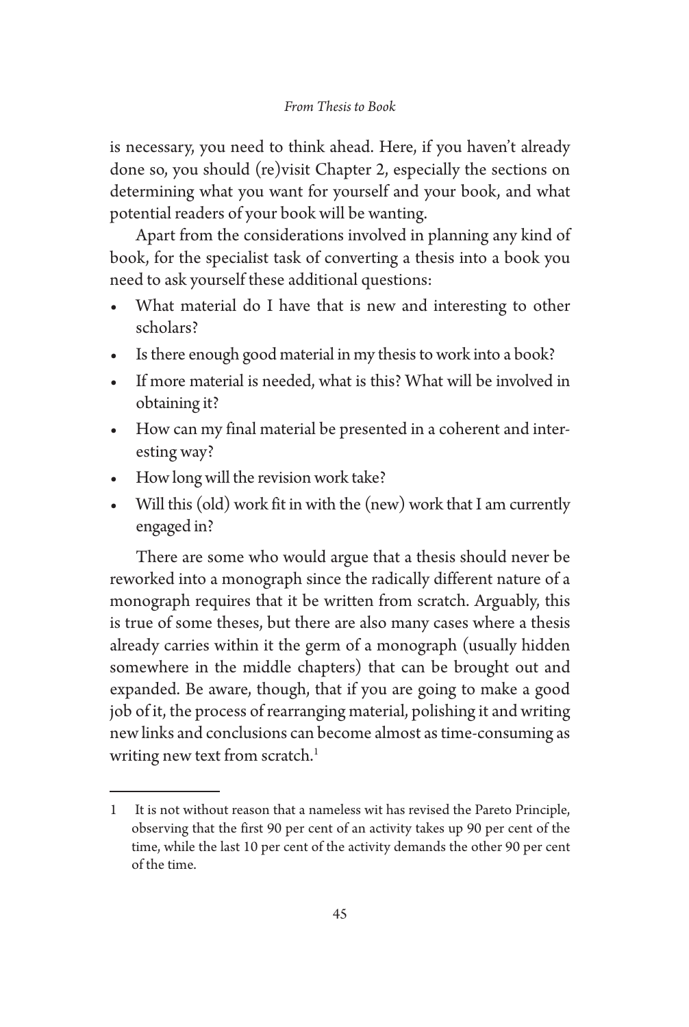is necessary, you need to think ahead. Here, if you haven't already done so, you should (re)visit Chapter 2, especially the sections on determining what you want for yourself and your book, and what potential readers of your book will be wanting.

Apart from the considerations involved in planning any kind of book, for the specialist task of converting a thesis into a book you need to ask yourself these additional questions:

- What material do I have that is new and interesting to other scholars?
- Is there enough good material in my thesis to work into a book?
- If more material is needed, what is this? What will be involved in obtaining it?
- How can my final material be presented in a coherent and interesting way?
- How long will the revision work take?
- Will this (old) work fit in with the (new) work that I am currently engaged in?

There are some who would argue that a thesis should never be reworked into a monograph since the radically different nature of a monograph requires that it be written from scratch. Arguably, this is true of some theses, but there are also many cases where a thesis already carries within it the germ of a monograph (usually hidden somewhere in the middle chapters) that can be brought out and expanded. Be aware, though, that if you are going to make a good job of it, the process of rearranging material, polishing it and writing new links and conclusions can become almost as time-consuming as writing new text from scratch.[1]

---

1 It is not without reason that a nameless wit has revised the Pareto Principle, observing that the first 90 per cent of an activity takes up 90 per cent of the time, while the last 10 per cent of the activity demands the other 90 per cent of the time.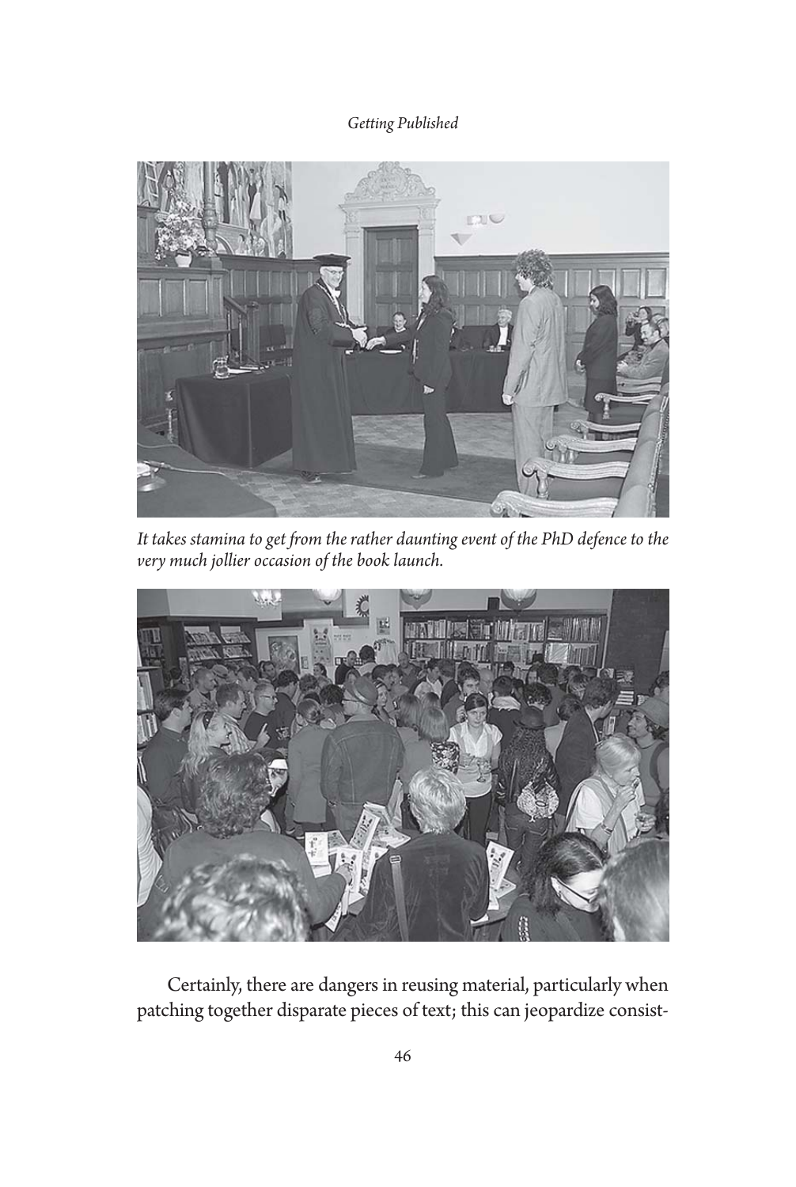*It takes stamina to get from the rather daunting event of the PhD defence to the very much jollier occasion of the book launch.*

Certainly, there are dangers in reusing material, particularly when patching together disparate pieces of text; this can jeopardize consist-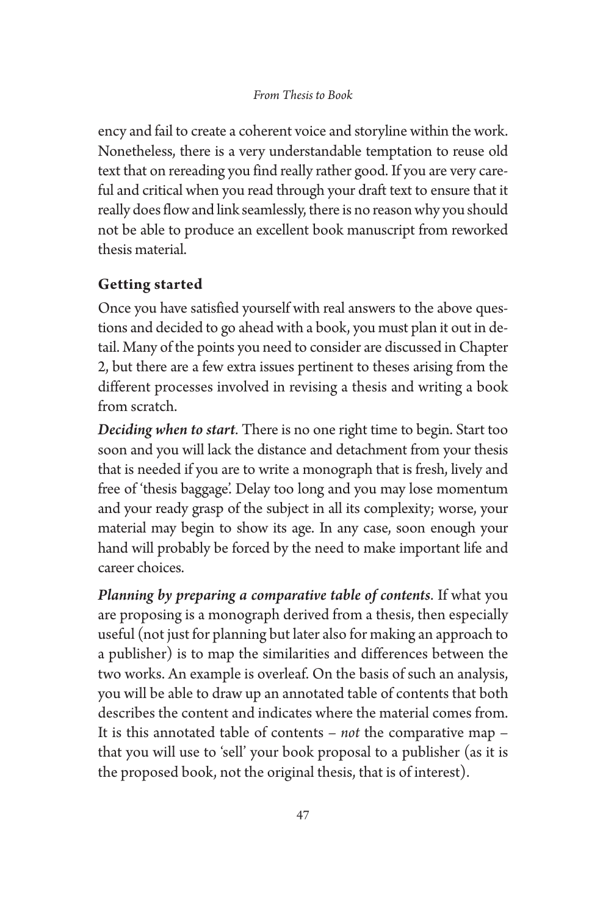ency and fail to create a coherent voice and storyline within the work. Nonetheless, there is a very understandable temptation to reuse old text that on rereading you find really rather good. If you are very careful and critical when you read through your draft text to ensure that it really does flow and link seamlessly, there is no reason why you should not be able to produce an excellent book manuscript from reworked thesis material.

## Getting started

Once you have satisfied yourself with real answers to the above questions and decided to go ahead with a book, you must plan it out in detail. Many of the points you need to consider are discussed in Chapter 2, but there are a few extra issues pertinent to theses arising from the different processes involved in revising a thesis and writing a book from scratch.

***Deciding when to start.*** There is no one right time to begin. Start too soon and you will lack the distance and detachment from your thesis that is needed if you are to write a monograph that is fresh, lively and free of 'thesis baggage'. Delay too long and you may lose momentum and your ready grasp of the subject in all its complexity; worse, your material may begin to show its age. In any case, soon enough your hand will probably be forced by the need to make important life and career choices.

***Planning by preparing a comparative table of contents.*** If what you are proposing is a monograph derived from a thesis, then especially useful (not just for planning but later also for making an approach to a publisher) is to map the similarities and differences between the two works. An example is overleaf. On the basis of such an analysis, you will be able to draw up an annotated table of contents that both describes the content and indicates where the material comes from. It is this annotated table of contents – *not* the comparative map – that you will use to 'sell' your book proposal to a publisher (as it is the proposed book, not the original thesis, that is of interest).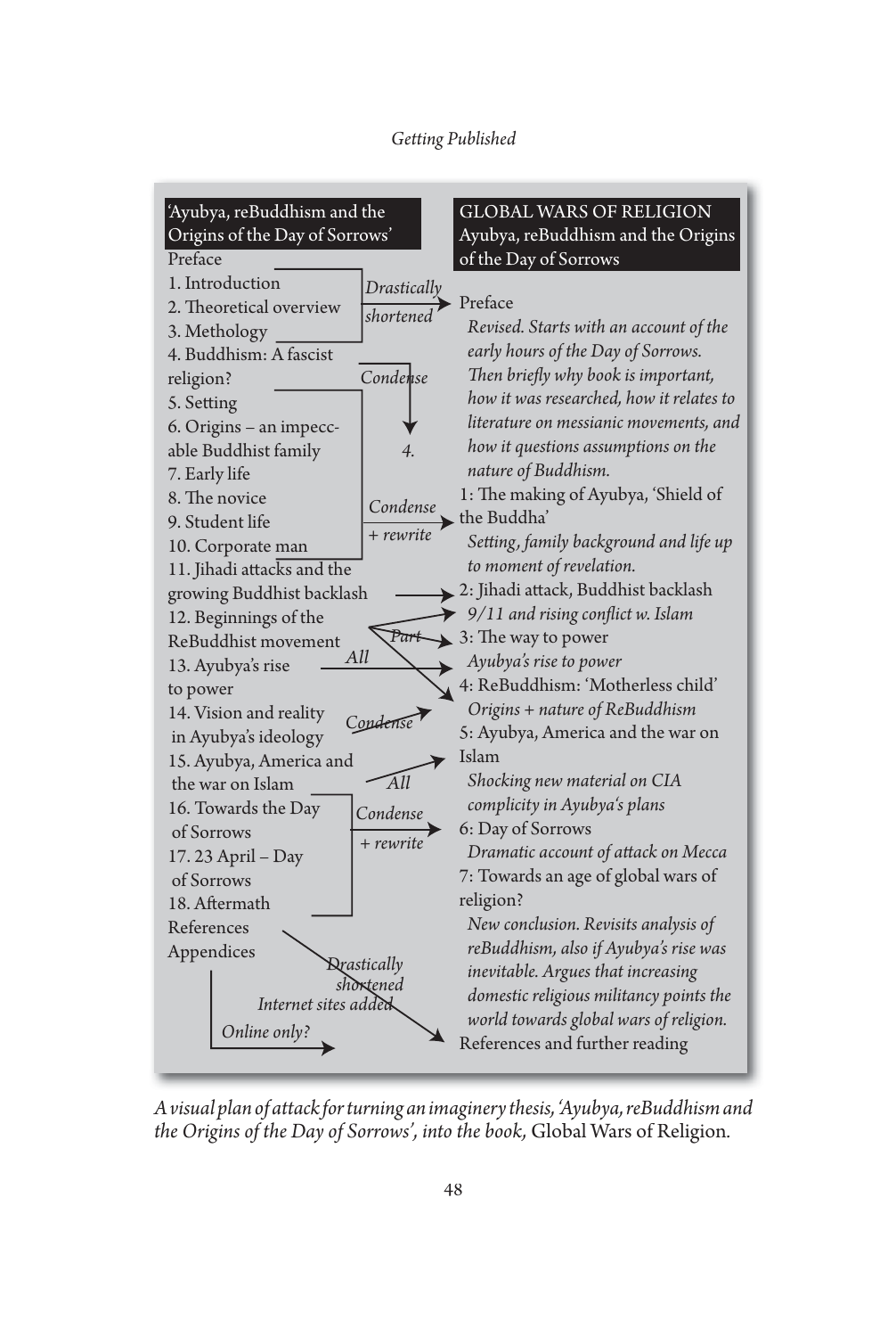| 'Ayubya, reBuddhism and the Origins of the Day of Sorrows' | Transformation | GLOBAL WARS OF RELIGION: Ayubya, reBuddhism and the Origins of the Day of Sorrows |
|---|---|---|
| Preface<br>1. Introduction<br>2. Theoretical overview<br>3. Methology | *Drastically shortened* → | Preface<br>*Revised. Starts with an account of the early hours of the Day of Sorrows. Then briefly why book is important, how it was researched, how it relates to literature on messianic movements, and how it questions assumptions on the nature of Buddhism.* |
| 4. Buddhism: A fascist religion? | *Condense* → 4. | |
| 5. Setting<br>6. Origins – an impeccable Buddhist family<br>7. Early life<br>8. The novice<br>9. Student life<br>10. Corporate man | *Condense + rewrite* → | 1: The making of Ayubya, 'Shield of the Buddha'<br>*Setting, family background and life up to moment of revelation.* |
| 11. Jihadi attacks and the growing Buddhist backlash | → | 2: Jihadi attack, Buddhist backlash<br>*9/11 and rising conflict w. Islam* |
| 12. Beginnings of the ReBuddhist movement | *Part* → | 3: The way to power; 4: ReBuddhism: 'Motherless child' |
| 13. Ayubya's rise to power | *All* → | 3: The way to power<br>*Ayubya's rise to power* |
| 14. Vision and reality in Ayubya's ideology | *Condense* → | 4: ReBuddhism: 'Motherless child'<br>*Origins + nature of ReBuddhism* |
| 15. Ayubya, America and the war on Islam | *All* → | 5: Ayubya, America and the war on Islam<br>*Shocking new material on CIA complicity in Ayubya's plans* |
| 16. Towards the Day of Sorrows<br>17. 23 April – Day of Sorrows<br>18. Aftermath | *Condense + rewrite* → | 6: Day of Sorrows<br>*Dramatic account of attack on Mecca* |
| | | 7: Towards an age of global wars of religion?<br>*New conclusion. Revisits analysis of reBuddhism, also if Ayubya's rise was inevitable. Argues that increasing domestic religious militancy points the world towards global wars of religion.* |
| References | *Drastically shortened; Internet sites added* → | References and further reading |
| Appendices | → *Online only?* | |

*A visual plan of attack for turning an imaginery thesis, 'Ayubya, reBuddhism and the Origins of the Day of Sorrows', into the book,* Global Wars of Religion.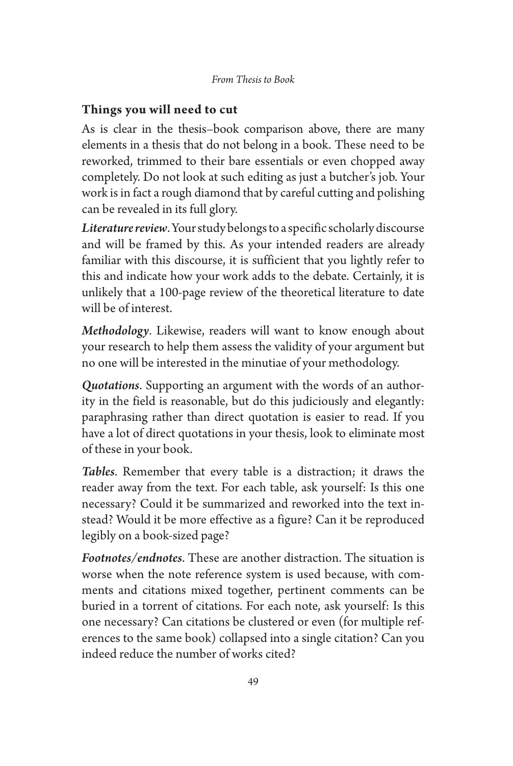## Things you will need to cut

As is clear in the thesis–book comparison above, there are many elements in a thesis that do not belong in a book. These need to be reworked, trimmed to their bare essentials or even chopped away completely. Do not look at such editing as just a butcher's job. Your work is in fact a rough diamond that by careful cutting and polishing can be revealed in its full glory.

***Literature review***. Your study belongs to a specific scholarly discourse and will be framed by this. As your intended readers are already familiar with this discourse, it is sufficient that you lightly refer to this and indicate how your work adds to the debate. Certainly, it is unlikely that a 100-page review of the theoretical literature to date will be of interest.

***Methodology***. Likewise, readers will want to know enough about your research to help them assess the validity of your argument but no one will be interested in the minutiae of your methodology.

***Quotations***. Supporting an argument with the words of an authority in the field is reasonable, but do this judiciously and elegantly: paraphrasing rather than direct quotation is easier to read. If you have a lot of direct quotations in your thesis, look to eliminate most of these in your book.

***Tables***. Remember that every table is a distraction; it draws the reader away from the text. For each table, ask yourself: Is this one necessary? Could it be summarized and reworked into the text instead? Would it be more effective as a figure? Can it be reproduced legibly on a book-sized page?

***Footnotes/endnotes***. These are another distraction. The situation is worse when the note reference system is used because, with comments and citations mixed together, pertinent comments can be buried in a torrent of citations. For each note, ask yourself: Is this one necessary? Can citations be clustered or even (for multiple references to the same book) collapsed into a single citation? Can you indeed reduce the number of works cited?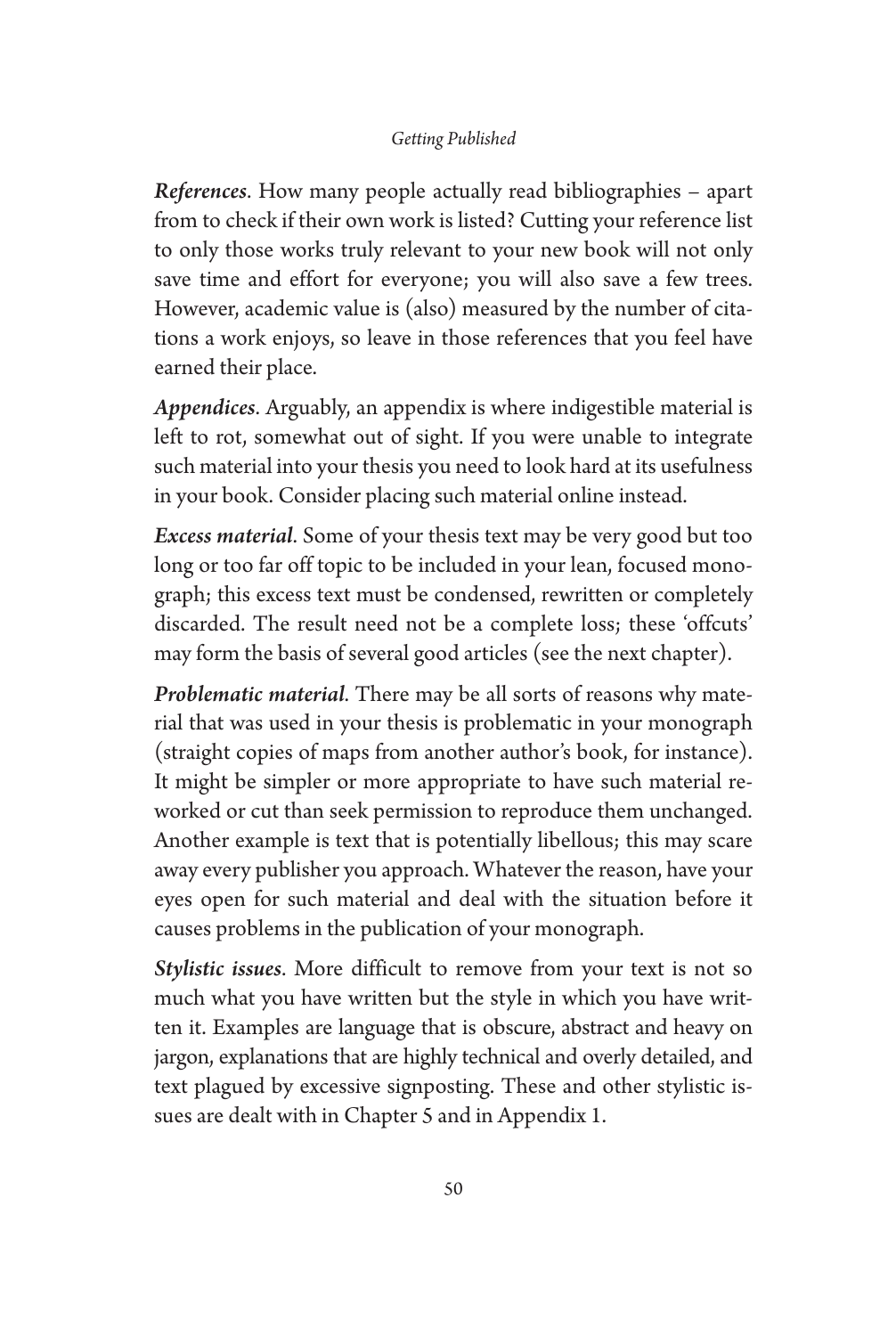***References***. How many people actually read bibliographies – apart from to check if their own work is listed? Cutting your reference list to only those works truly relevant to your new book will not only save time and effort for everyone; you will also save a few trees. However, academic value is (also) measured by the number of citations a work enjoys, so leave in those references that you feel have earned their place.

***Appendices***. Arguably, an appendix is where indigestible material is left to rot, somewhat out of sight. If you were unable to integrate such material into your thesis you need to look hard at its usefulness in your book. Consider placing such material online instead.

***Excess material***. Some of your thesis text may be very good but too long or too far off topic to be included in your lean, focused monograph; this excess text must be condensed, rewritten or completely discarded. The result need not be a complete loss; these 'offcuts' may form the basis of several good articles (see the next chapter).

***Problematic material***. There may be all sorts of reasons why material that was used in your thesis is problematic in your monograph (straight copies of maps from another author's book, for instance). It might be simpler or more appropriate to have such material reworked or cut than seek permission to reproduce them unchanged. Another example is text that is potentially libellous; this may scare away every publisher you approach. Whatever the reason, have your eyes open for such material and deal with the situation before it causes problems in the publication of your monograph.

***Stylistic issues***. More difficult to remove from your text is not so much what you have written but the style in which you have written it. Examples are language that is obscure, abstract and heavy on jargon, explanations that are highly technical and overly detailed, and text plagued by excessive signposting. These and other stylistic issues are dealt with in Chapter 5 and in Appendix 1.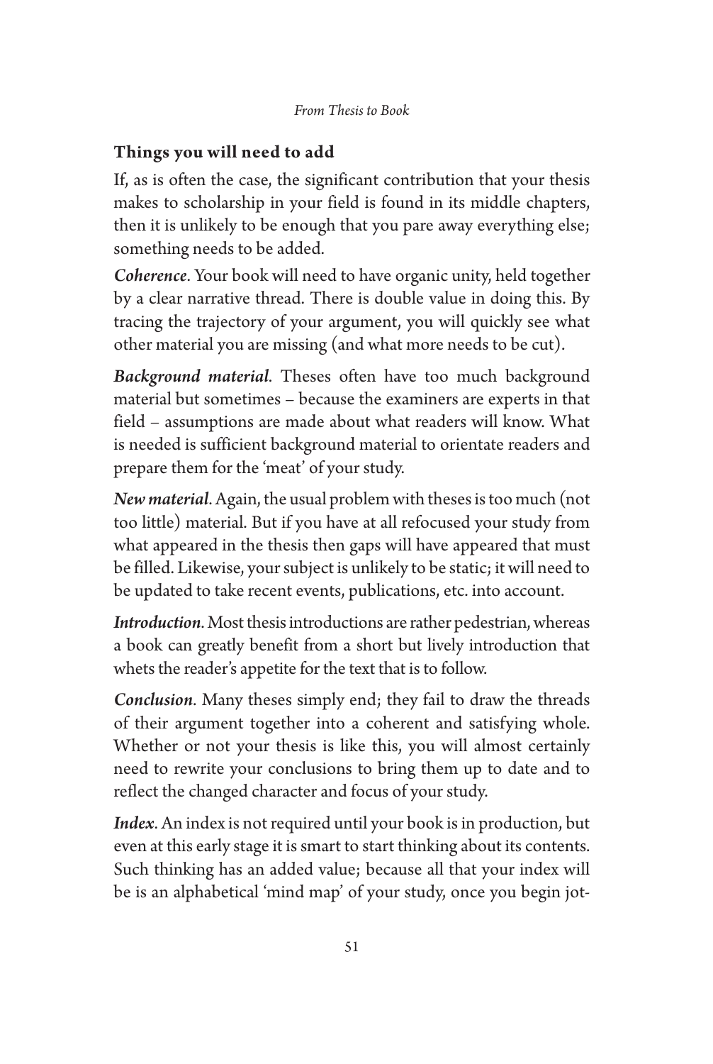## Things you will need to add

If, as is often the case, the significant contribution that your thesis makes to scholarship in your field is found in its middle chapters, then it is unlikely to be enough that you pare away everything else; something needs to be added.

***Coherence***. Your book will need to have organic unity, held together by a clear narrative thread. There is double value in doing this. By tracing the trajectory of your argument, you will quickly see what other material you are missing (and what more needs to be cut).

***Background material***. Theses often have too much background material but sometimes – because the examiners are experts in that field – assumptions are made about what readers will know. What is needed is sufficient background material to orientate readers and prepare them for the 'meat' of your study.

***New material***. Again, the usual problem with theses is too much (not too little) material. But if you have at all refocused your study from what appeared in the thesis then gaps will have appeared that must be filled. Likewise, your subject is unlikely to be static; it will need to be updated to take recent events, publications, etc. into account.

***Introduction***. Most thesis introductions are rather pedestrian, whereas a book can greatly benefit from a short but lively introduction that whets the reader's appetite for the text that is to follow.

***Conclusion***. Many theses simply end; they fail to draw the threads of their argument together into a coherent and satisfying whole. Whether or not your thesis is like this, you will almost certainly need to rewrite your conclusions to bring them up to date and to reflect the changed character and focus of your study.

***Index***. An index is not required until your book is in production, but even at this early stage it is smart to start thinking about its contents. Such thinking has an added value; because all that your index will be is an alphabetical 'mind map' of your study, once you begin jot-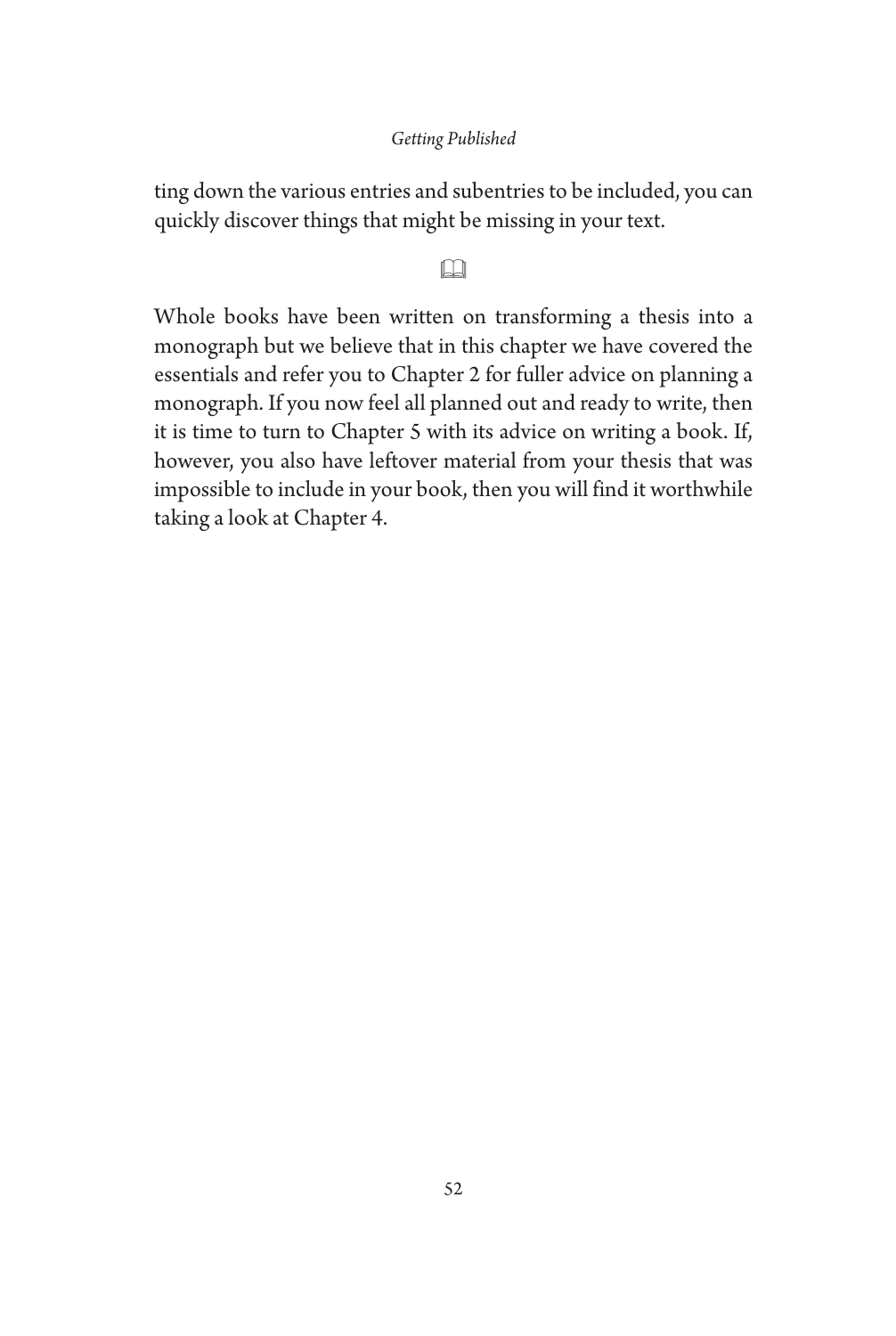ting down the various entries and subentries to be included, you can quickly discover things that might be missing in your text.

Whole books have been written on transforming a thesis into a monograph but we believe that in this chapter we have covered the essentials and refer you to Chapter 2 for fuller advice on planning a monograph. If you now feel all planned out and ready to write, then it is time to turn to Chapter 5 with its advice on writing a book. If, however, you also have leftover material from your thesis that was impossible to include in your book, then you will find it worthwhile taking a look at Chapter 4.